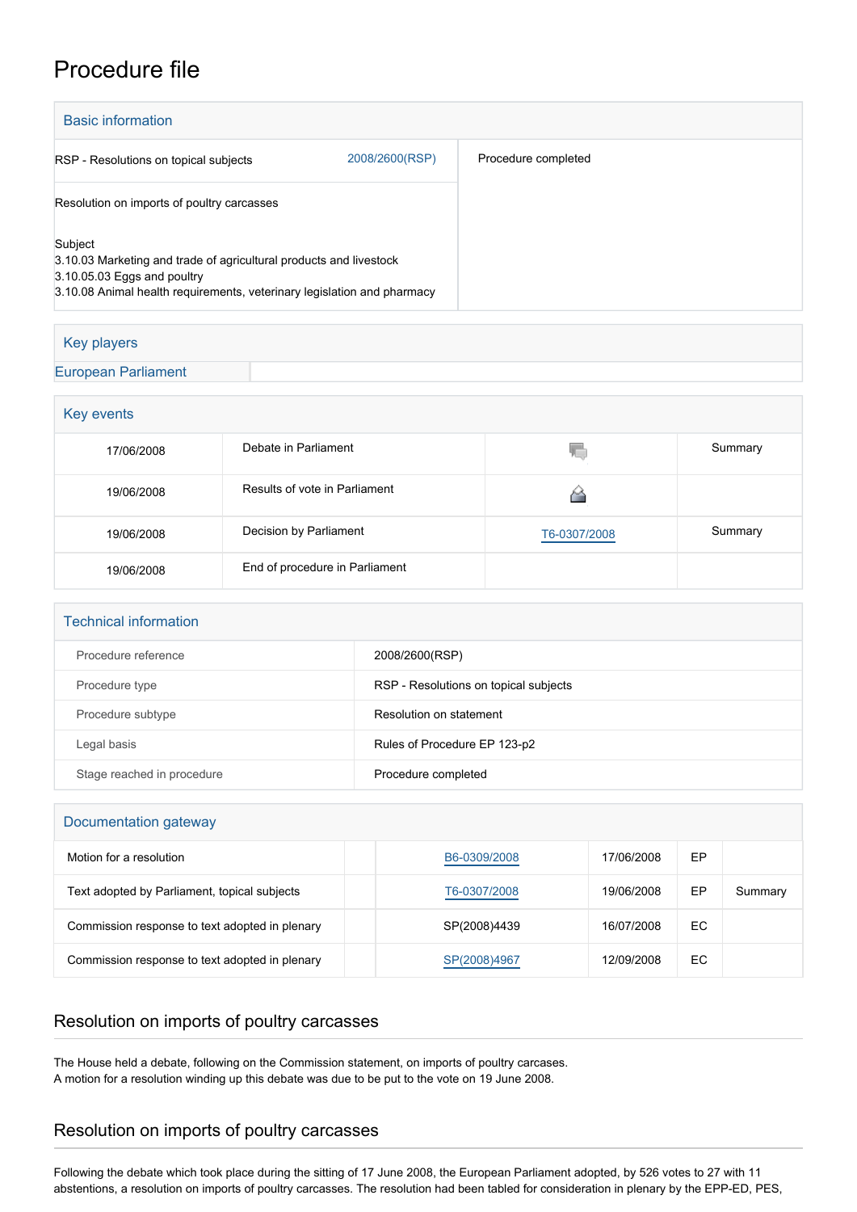# Procedure file

## Basic information

| | |
|---|---|
| RSP - Resolutions on topical subjects 2008/2600(RSP) | Procedure completed |
| Resolution on imports of poultry carcasses | |
| Subject<br>3.10.03 Marketing and trade of agricultural products and livestock<br>3.10.05.03 Eggs and poultry<br>3.10.08 Animal health requirements, veterinary legislation and pharmacy | |

## Key players

European Parliament

## Key events

| | | | |
|---|---|---|---|
| 17/06/2008 | Debate in Parliament | | Summary |
| 19/06/2008 | Results of vote in Parliament | | |
| 19/06/2008 | Decision by Parliament | T6-0307/2008 | Summary |
| 19/06/2008 | End of procedure in Parliament | | |

## Technical information

| | |
|---|---|
| Procedure reference | 2008/2600(RSP) |
| Procedure type | RSP - Resolutions on topical subjects |
| Procedure subtype | Resolution on statement |
| Legal basis | Rules of Procedure EP 123-p2 |
| Stage reached in procedure | Procedure completed |

## Documentation gateway

| | | | | | |
|---|---|---|---|---|---|
| Motion for a resolution | | B6-0309/2008 | 17/06/2008 | EP | |
| Text adopted by Parliament, topical subjects | | T6-0307/2008 | 19/06/2008 | EP | Summary |
| Commission response to text adopted in plenary | | SP(2008)4439 | 16/07/2008 | EC | |
| Commission response to text adopted in plenary | | SP(2008)4967 | 12/09/2008 | EC | |

## Resolution on imports of poultry carcasses

The House held a debate, following on the Commission statement, on imports of poultry carcases.
A motion for a resolution winding up this debate was due to be put to the vote on 19 June 2008.

## Resolution on imports of poultry carcasses

Following the debate which took place during the sitting of 17 June 2008, the European Parliament adopted, by 526 votes to 27 with 11 abstentions, a resolution on imports of poultry carcasses. The resolution had been tabled for consideration in plenary by the EPP-ED, PES,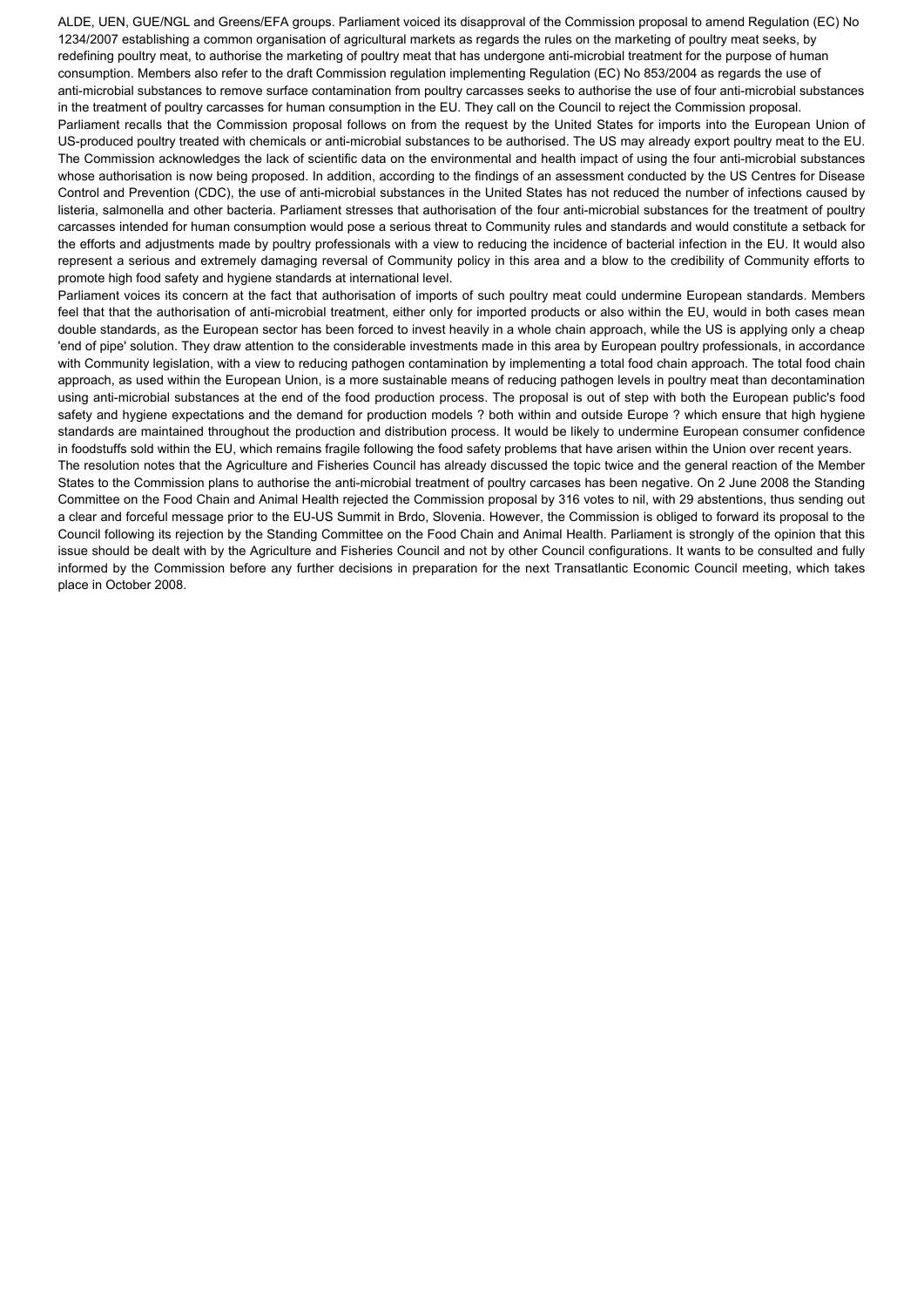ALDE, UEN, GUE/NGL and Greens/EFA groups. Parliament voiced its disapproval of the Commission proposal to amend Regulation (EC) No 1234/2007 establishing a common organisation of agricultural markets as regards the rules on the marketing of poultry meat seeks, by redefining poultry meat, to authorise the marketing of poultry meat that has undergone anti-microbial treatment for the purpose of human consumption. Members also refer to the draft Commission regulation implementing Regulation (EC) No 853/2004 as regards the use of anti-microbial substances to remove surface contamination from poultry carcasses seeks to authorise the use of four anti-microbial substances in the treatment of poultry carcasses for human consumption in the EU. They call on the Council to reject the Commission proposal.

Parliament recalls that the Commission proposal follows on from the request by the United States for imports into the European Union of US-produced poultry treated with chemicals or anti-microbial substances to be authorised. The US may already export poultry meat to the EU. The Commission acknowledges the lack of scientific data on the environmental and health impact of using the four anti-microbial substances whose authorisation is now being proposed. In addition, according to the findings of an assessment conducted by the US Centres for Disease Control and Prevention (CDC), the use of anti-microbial substances in the United States has not reduced the number of infections caused by listeria, salmonella and other bacteria. Parliament stresses that authorisation of the four anti-microbial substances for the treatment of poultry carcasses intended for human consumption would pose a serious threat to Community rules and standards and would constitute a setback for the efforts and adjustments made by poultry professionals with a view to reducing the incidence of bacterial infection in the EU. It would also represent a serious and extremely damaging reversal of Community policy in this area and a blow to the credibility of Community efforts to promote high food safety and hygiene standards at international level.

Parliament voices its concern at the fact that authorisation of imports of such poultry meat could undermine European standards. Members feel that that the authorisation of anti-microbial treatment, either only for imported products or also within the EU, would in both cases mean double standards, as the European sector has been forced to invest heavily in a whole chain approach, while the US is applying only a cheap 'end of pipe' solution. They draw attention to the considerable investments made in this area by European poultry professionals, in accordance with Community legislation, with a view to reducing pathogen contamination by implementing a total food chain approach. The total food chain approach, as used within the European Union, is a more sustainable means of reducing pathogen levels in poultry meat than decontamination using anti-microbial substances at the end of the food production process. The proposal is out of step with both the European public's food safety and hygiene expectations and the demand for production models ? both within and outside Europe ? which ensure that high hygiene standards are maintained throughout the production and distribution process. It would be likely to undermine European consumer confidence in foodstuffs sold within the EU, which remains fragile following the food safety problems that have arisen within the Union over recent years.

The resolution notes that the Agriculture and Fisheries Council has already discussed the topic twice and the general reaction of the Member States to the Commission plans to authorise the anti-microbial treatment of poultry carcases has been negative. On 2 June 2008 the Standing Committee on the Food Chain and Animal Health rejected the Commission proposal by 316 votes to nil, with 29 abstentions, thus sending out a clear and forceful message prior to the EU-US Summit in Brdo, Slovenia. However, the Commission is obliged to forward its proposal to the Council following its rejection by the Standing Committee on the Food Chain and Animal Health. Parliament is strongly of the opinion that this issue should be dealt with by the Agriculture and Fisheries Council and not by other Council configurations. It wants to be consulted and fully informed by the Commission before any further decisions in preparation for the next Transatlantic Economic Council meeting, which takes place in October 2008.